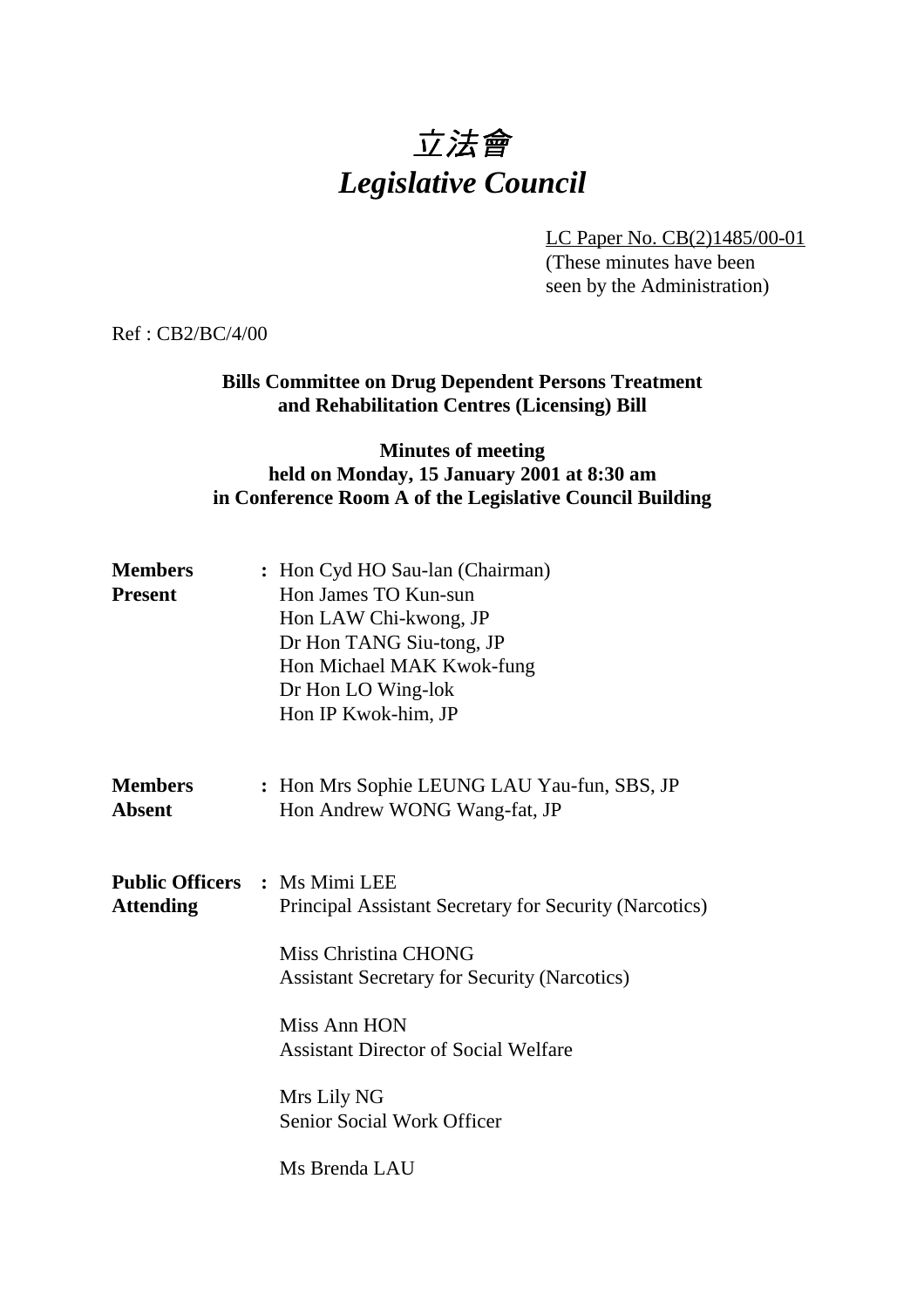# 立法會
# *Legislative Council*

LC Paper No. CB(2)1485/00-01
(These minutes have been seen by the Administration)

Ref : CB2/BC/4/00

**Bills Committee on Drug Dependent Persons Treatment and Rehabilitation Centres (Licensing) Bill**

**Minutes of meeting held on Monday, 15 January 2001 at 8:30 am in Conference Room A of the Legislative Council Building**

**Members Present** : Hon Cyd HO Sau-lan (Chairman)
Hon James TO Kun-sun
Hon LAW Chi-kwong, JP
Dr Hon TANG Siu-tong, JP
Hon Michael MAK Kwok-fung
Dr Hon LO Wing-lok
Hon IP Kwok-him, JP

**Members Absent** : Hon Mrs Sophie LEUNG LAU Yau-fun, SBS, JP
Hon Andrew WONG Wang-fat, JP

**Public Officers Attending** : Ms Mimi LEE
Principal Assistant Secretary for Security (Narcotics)

Miss Christina CHONG
Assistant Secretary for Security (Narcotics)

Miss Ann HON
Assistant Director of Social Welfare

Mrs Lily NG
Senior Social Work Officer

Ms Brenda LAU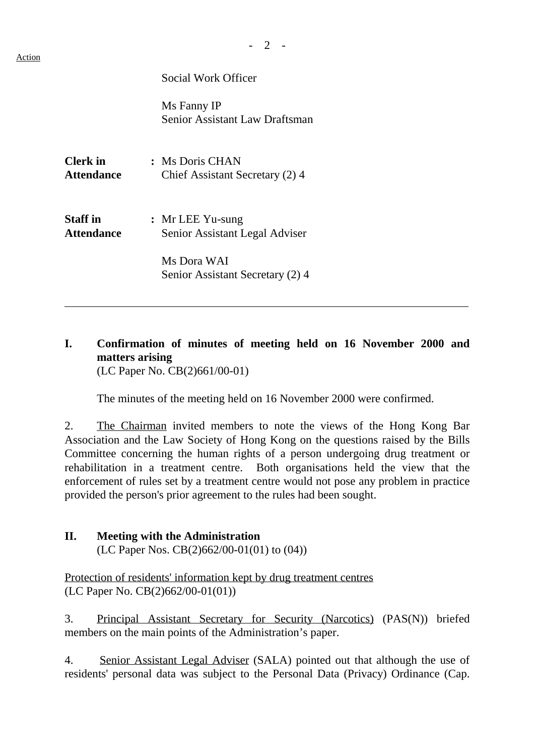Action

Social Work Officer

Ms Fanny IP
Senior Assistant Law Draftsman

| | | |
|---|---|---|
| **Clerk in Attendance** | : | Ms Doris CHAN<br>Chief Assistant Secretary (2) 4 |
| **Staff in Attendance** | : | Mr LEE Yu-sung<br>Senior Assistant Legal Adviser<br><br>Ms Dora WAI<br>Senior Assistant Secretary (2) 4 |

---

## I. Confirmation of minutes of meeting held on 16 November 2000 and matters arising

(LC Paper No. CB(2)661/00-01)

The minutes of the meeting held on 16 November 2000 were confirmed.

2. The Chairman invited members to note the views of the Hong Kong Bar Association and the Law Society of Hong Kong on the questions raised by the Bills Committee concerning the human rights of a person undergoing drug treatment or rehabilitation in a treatment centre. Both organisations held the view that the enforcement of rules set by a treatment centre would not pose any problem in practice provided the person's prior agreement to the rules had been sought.

## II. Meeting with the Administration

(LC Paper Nos. CB(2)662/00-01(01) to (04))

Protection of residents' information kept by drug treatment centres
(LC Paper No. CB(2)662/00-01(01))

3. Principal Assistant Secretary for Security (Narcotics) (PAS(N)) briefed members on the main points of the Administration's paper.

4. Senior Assistant Legal Adviser (SALA) pointed out that although the use of residents' personal data was subject to the Personal Data (Privacy) Ordinance (Cap.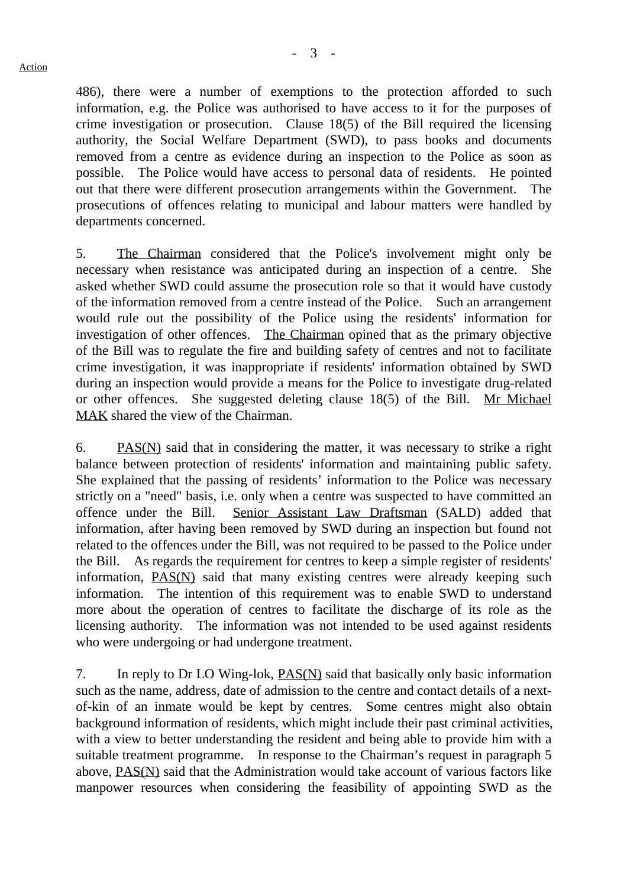486), there were a number of exemptions to the protection afforded to such information, e.g. the Police was authorised to have access to it for the purposes of crime investigation or prosecution. Clause 18(5) of the Bill required the licensing authority, the Social Welfare Department (SWD), to pass books and documents removed from a centre as evidence during an inspection to the Police as soon as possible. The Police would have access to personal data of residents. He pointed out that there were different prosecution arrangements within the Government. The prosecutions of offences relating to municipal and labour matters were handled by departments concerned.

5. The Chairman considered that the Police's involvement might only be necessary when resistance was anticipated during an inspection of a centre. She asked whether SWD could assume the prosecution role so that it would have custody of the information removed from a centre instead of the Police. Such an arrangement would rule out the possibility of the Police using the residents' information for investigation of other offences. The Chairman opined that as the primary objective of the Bill was to regulate the fire and building safety of centres and not to facilitate crime investigation, it was inappropriate if residents' information obtained by SWD during an inspection would provide a means for the Police to investigate drug-related or other offences. She suggested deleting clause 18(5) of the Bill. Mr Michael MAK shared the view of the Chairman.

6. PAS(N) said that in considering the matter, it was necessary to strike a right balance between protection of residents' information and maintaining public safety. She explained that the passing of residents' information to the Police was necessary strictly on a "need" basis, i.e. only when a centre was suspected to have committed an offence under the Bill. Senior Assistant Law Draftsman (SALD) added that information, after having been removed by SWD during an inspection but found not related to the offences under the Bill, was not required to be passed to the Police under the Bill. As regards the requirement for centres to keep a simple register of residents' information, PAS(N) said that many existing centres were already keeping such information. The intention of this requirement was to enable SWD to understand more about the operation of centres to facilitate the discharge of its role as the licensing authority. The information was not intended to be used against residents who were undergoing or had undergone treatment.

7. In reply to Dr LO Wing-lok, PAS(N) said that basically only basic information such as the name, address, date of admission to the centre and contact details of a next-of-kin of an inmate would be kept by centres. Some centres might also obtain background information of residents, which might include their past criminal activities, with a view to better understanding the resident and being able to provide him with a suitable treatment programme. In response to the Chairman's request in paragraph 5 above, PAS(N) said that the Administration would take account of various factors like manpower resources when considering the feasibility of appointing SWD as the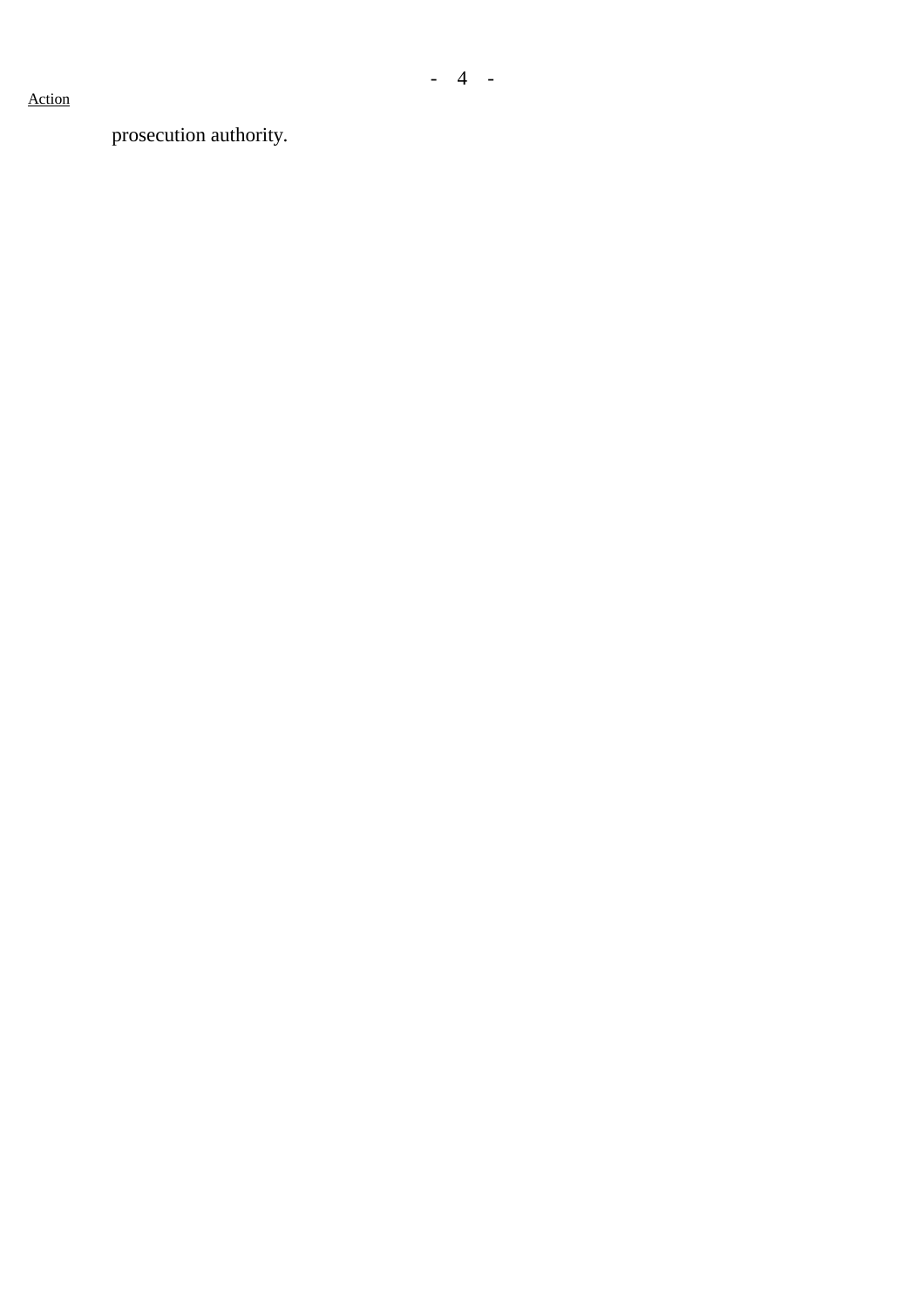Action

prosecution authority.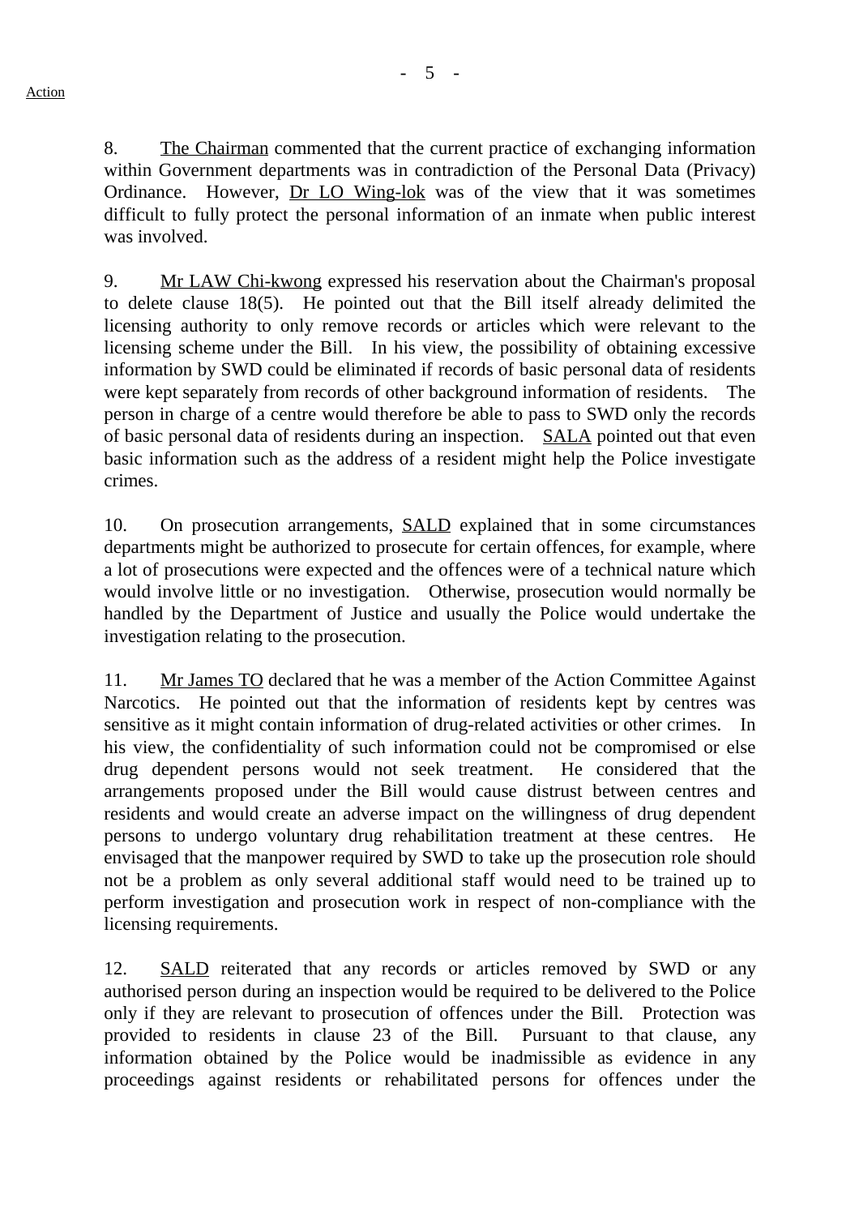Action

8. The Chairman commented that the current practice of exchanging information within Government departments was in contradiction of the Personal Data (Privacy) Ordinance. However, Dr LO Wing-lok was of the view that it was sometimes difficult to fully protect the personal information of an inmate when public interest was involved.

9. Mr LAW Chi-kwong expressed his reservation about the Chairman's proposal to delete clause 18(5). He pointed out that the Bill itself already delimited the licensing authority to only remove records or articles which were relevant to the licensing scheme under the Bill. In his view, the possibility of obtaining excessive information by SWD could be eliminated if records of basic personal data of residents were kept separately from records of other background information of residents. The person in charge of a centre would therefore be able to pass to SWD only the records of basic personal data of residents during an inspection. SALA pointed out that even basic information such as the address of a resident might help the Police investigate crimes.

10. On prosecution arrangements, SALD explained that in some circumstances departments might be authorized to prosecute for certain offences, for example, where a lot of prosecutions were expected and the offences were of a technical nature which would involve little or no investigation. Otherwise, prosecution would normally be handled by the Department of Justice and usually the Police would undertake the investigation relating to the prosecution.

11. Mr James TO declared that he was a member of the Action Committee Against Narcotics. He pointed out that the information of residents kept by centres was sensitive as it might contain information of drug-related activities or other crimes. In his view, the confidentiality of such information could not be compromised or else drug dependent persons would not seek treatment. He considered that the arrangements proposed under the Bill would cause distrust between centres and residents and would create an adverse impact on the willingness of drug dependent persons to undergo voluntary drug rehabilitation treatment at these centres. He envisaged that the manpower required by SWD to take up the prosecution role should not be a problem as only several additional staff would need to be trained up to perform investigation and prosecution work in respect of non-compliance with the licensing requirements.

12. SALD reiterated that any records or articles removed by SWD or any authorised person during an inspection would be required to be delivered to the Police only if they are relevant to prosecution of offences under the Bill. Protection was provided to residents in clause 23 of the Bill. Pursuant to that clause, any information obtained by the Police would be inadmissible as evidence in any proceedings against residents or rehabilitated persons for offences under the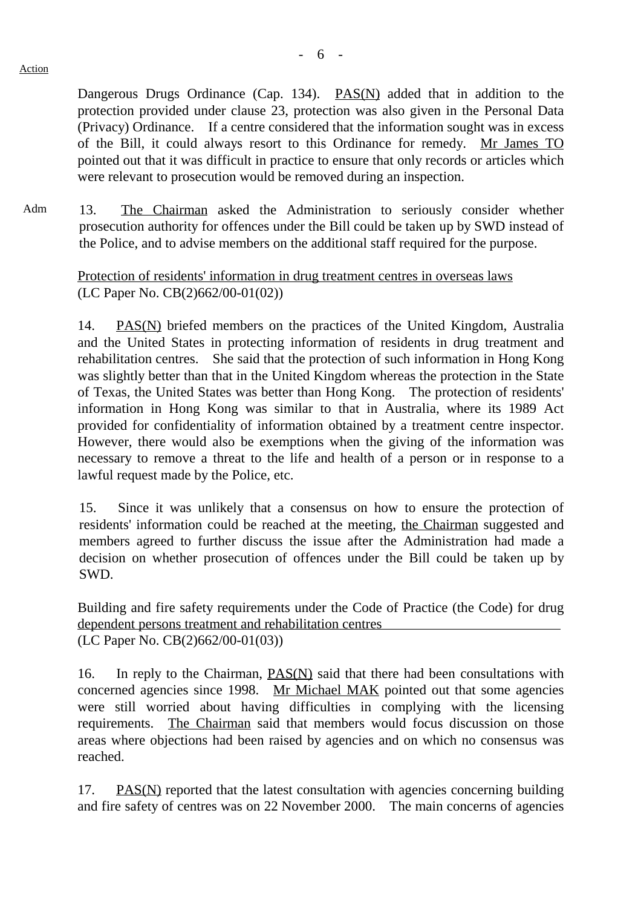Action

Dangerous Drugs Ordinance (Cap. 134). PAS(N) added that in addition to the protection provided under clause 23, protection was also given in the Personal Data (Privacy) Ordinance. If a centre considered that the information sought was in excess of the Bill, it could always resort to this Ordinance for remedy. Mr James TO pointed out that it was difficult in practice to ensure that only records or articles which were relevant to prosecution would be removed during an inspection.

Adm

13. The Chairman asked the Administration to seriously consider whether prosecution authority for offences under the Bill could be taken up by SWD instead of the Police, and to advise members on the additional staff required for the purpose.

Protection of residents' information in drug treatment centres in overseas laws
(LC Paper No. CB(2)662/00-01(02))

14. PAS(N) briefed members on the practices of the United Kingdom, Australia and the United States in protecting information of residents in drug treatment and rehabilitation centres. She said that the protection of such information in Hong Kong was slightly better than that in the United Kingdom whereas the protection in the State of Texas, the United States was better than Hong Kong. The protection of residents' information in Hong Kong was similar to that in Australia, where its 1989 Act provided for confidentiality of information obtained by a treatment centre inspector. However, there would also be exemptions when the giving of the information was necessary to remove a threat to the life and health of a person or in response to a lawful request made by the Police, etc.

15. Since it was unlikely that a consensus on how to ensure the protection of residents' information could be reached at the meeting, the Chairman suggested and members agreed to further discuss the issue after the Administration had made a decision on whether prosecution of offences under the Bill could be taken up by SWD.

Building and fire safety requirements under the Code of Practice (the Code) for drug dependent persons treatment and rehabilitation centres
(LC Paper No. CB(2)662/00-01(03))

16. In reply to the Chairman, PAS(N) said that there had been consultations with concerned agencies since 1998. Mr Michael MAK pointed out that some agencies were still worried about having difficulties in complying with the licensing requirements. The Chairman said that members would focus discussion on those areas where objections had been raised by agencies and on which no consensus was reached.

17. PAS(N) reported that the latest consultation with agencies concerning building and fire safety of centres was on 22 November 2000. The main concerns of agencies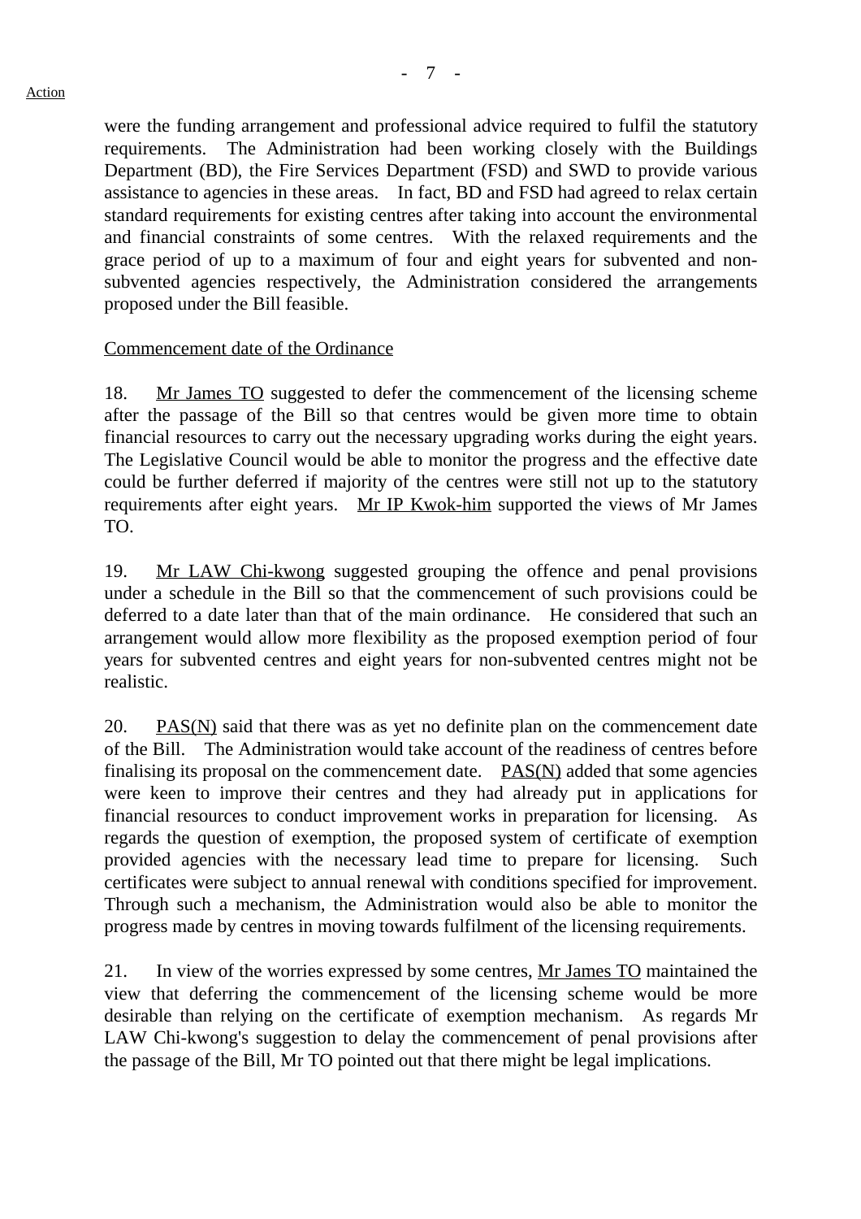were the funding arrangement and professional advice required to fulfil the statutory requirements. The Administration had been working closely with the Buildings Department (BD), the Fire Services Department (FSD) and SWD to provide various assistance to agencies in these areas. In fact, BD and FSD had agreed to relax certain standard requirements for existing centres after taking into account the environmental and financial constraints of some centres. With the relaxed requirements and the grace period of up to a maximum of four and eight years for subvented and non-subvented agencies respectively, the Administration considered the arrangements proposed under the Bill feasible.

Commencement date of the Ordinance

18. Mr James TO suggested to defer the commencement of the licensing scheme after the passage of the Bill so that centres would be given more time to obtain financial resources to carry out the necessary upgrading works during the eight years. The Legislative Council would be able to monitor the progress and the effective date could be further deferred if majority of the centres were still not up to the statutory requirements after eight years. Mr IP Kwok-him supported the views of Mr James TO.

19. Mr LAW Chi-kwong suggested grouping the offence and penal provisions under a schedule in the Bill so that the commencement of such provisions could be deferred to a date later than that of the main ordinance. He considered that such an arrangement would allow more flexibility as the proposed exemption period of four years for subvented centres and eight years for non-subvented centres might not be realistic.

20. PAS(N) said that there was as yet no definite plan on the commencement date of the Bill. The Administration would take account of the readiness of centres before finalising its proposal on the commencement date. PAS(N) added that some agencies were keen to improve their centres and they had already put in applications for financial resources to conduct improvement works in preparation for licensing. As regards the question of exemption, the proposed system of certificate of exemption provided agencies with the necessary lead time to prepare for licensing. Such certificates were subject to annual renewal with conditions specified for improvement. Through such a mechanism, the Administration would also be able to monitor the progress made by centres in moving towards fulfilment of the licensing requirements.

21. In view of the worries expressed by some centres, Mr James TO maintained the view that deferring the commencement of the licensing scheme would be more desirable than relying on the certificate of exemption mechanism. As regards Mr LAW Chi-kwong's suggestion to delay the commencement of penal provisions after the passage of the Bill, Mr TO pointed out that there might be legal implications.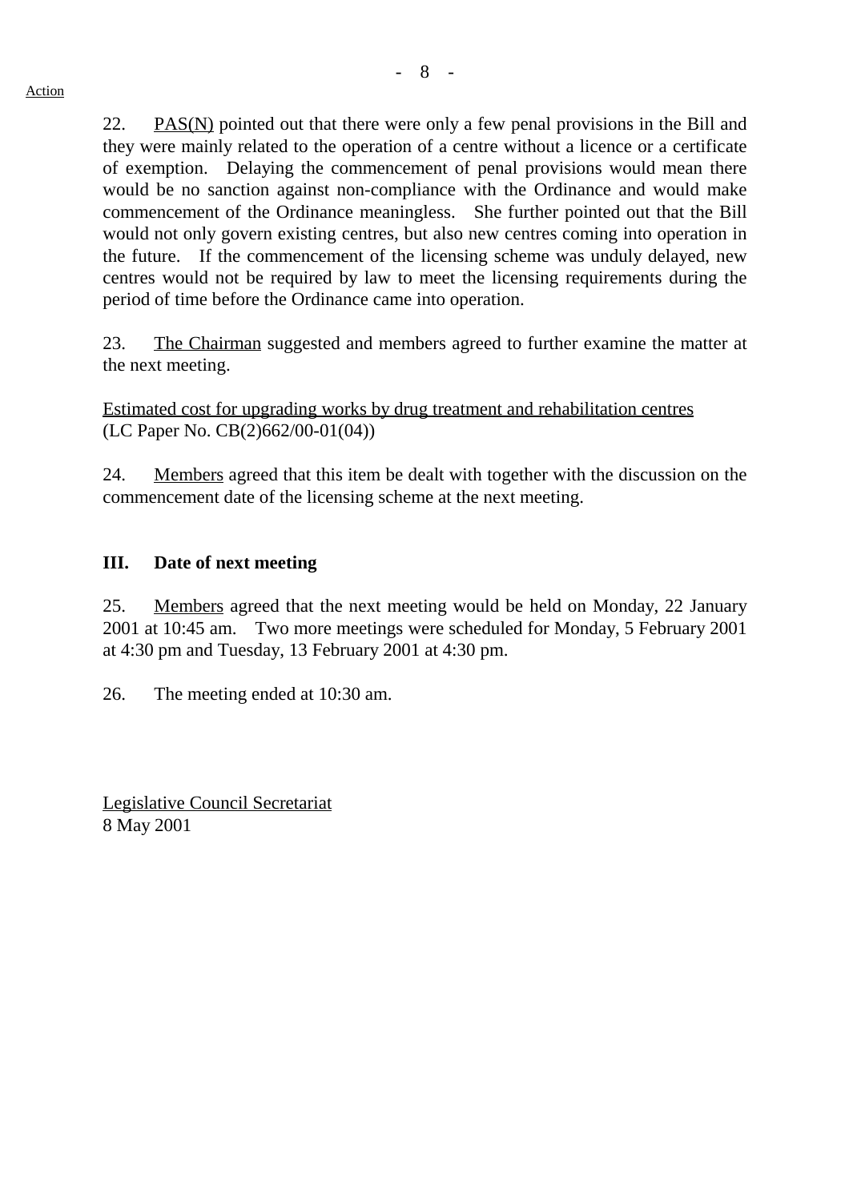Action

22. PAS(N) pointed out that there were only a few penal provisions in the Bill and they were mainly related to the operation of a centre without a licence or a certificate of exemption. Delaying the commencement of penal provisions would mean there would be no sanction against non-compliance with the Ordinance and would make commencement of the Ordinance meaningless. She further pointed out that the Bill would not only govern existing centres, but also new centres coming into operation in the future. If the commencement of the licensing scheme was unduly delayed, new centres would not be required by law to meet the licensing requirements during the period of time before the Ordinance came into operation.

23. The Chairman suggested and members agreed to further examine the matter at the next meeting.

Estimated cost for upgrading works by drug treatment and rehabilitation centres
(LC Paper No. CB(2)662/00-01(04))

24. Members agreed that this item be dealt with together with the discussion on the commencement date of the licensing scheme at the next meeting.

## III. Date of next meeting

25. Members agreed that the next meeting would be held on Monday, 22 January 2001 at 10:45 am. Two more meetings were scheduled for Monday, 5 February 2001 at 4:30 pm and Tuesday, 13 February 2001 at 4:30 pm.

26. The meeting ended at 10:30 am.

Legislative Council Secretariat
8 May 2001